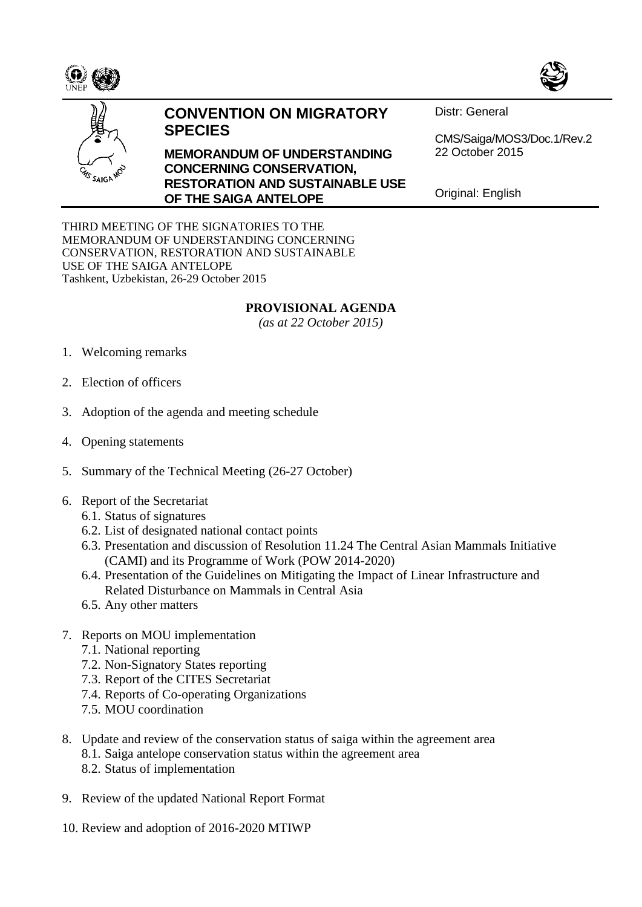**CONVENTION ON MIGRATORY SPECIES**

**MEMORANDUM OF UNDERSTANDING CONCERNING CONSERVATION, RESTORATION AND SUSTAINABLE USE OF THE SAIGA ANTELOPE**

Distr: General

CMS/Saiga/MOS3/Doc.1/Rev.2
22 October 2015

Original: English

THIRD MEETING OF THE SIGNATORIES TO THE MEMORANDUM OF UNDERSTANDING CONCERNING CONSERVATION, RESTORATION AND SUSTAINABLE USE OF THE SAIGA ANTELOPE
Tashkent, Uzbekistan, 26-29 October 2015

# PROVISIONAL AGENDA

*(as at 22 October 2015)*

1. Welcoming remarks
2. Election of officers
3. Adoption of the agenda and meeting schedule
4. Opening statements
5. Summary of the Technical Meeting (26-27 October)
6. Report of the Secretariat
   - 6.1. Status of signatures
   - 6.2. List of designated national contact points
   - 6.3. Presentation and discussion of Resolution 11.24 The Central Asian Mammals Initiative (CAMI) and its Programme of Work (POW 2014-2020)
   - 6.4. Presentation of the Guidelines on Mitigating the Impact of Linear Infrastructure and Related Disturbance on Mammals in Central Asia
   - 6.5. Any other matters
7. Reports on MOU implementation
   - 7.1. National reporting
   - 7.2. Non-Signatory States reporting
   - 7.3. Report of the CITES Secretariat
   - 7.4. Reports of Co-operating Organizations
   - 7.5. MOU coordination
8. Update and review of the conservation status of saiga within the agreement area
   - 8.1. Saiga antelope conservation status within the agreement area
   - 8.2. Status of implementation
9. Review of the updated National Report Format
10. Review and adoption of 2016-2020 MTIWP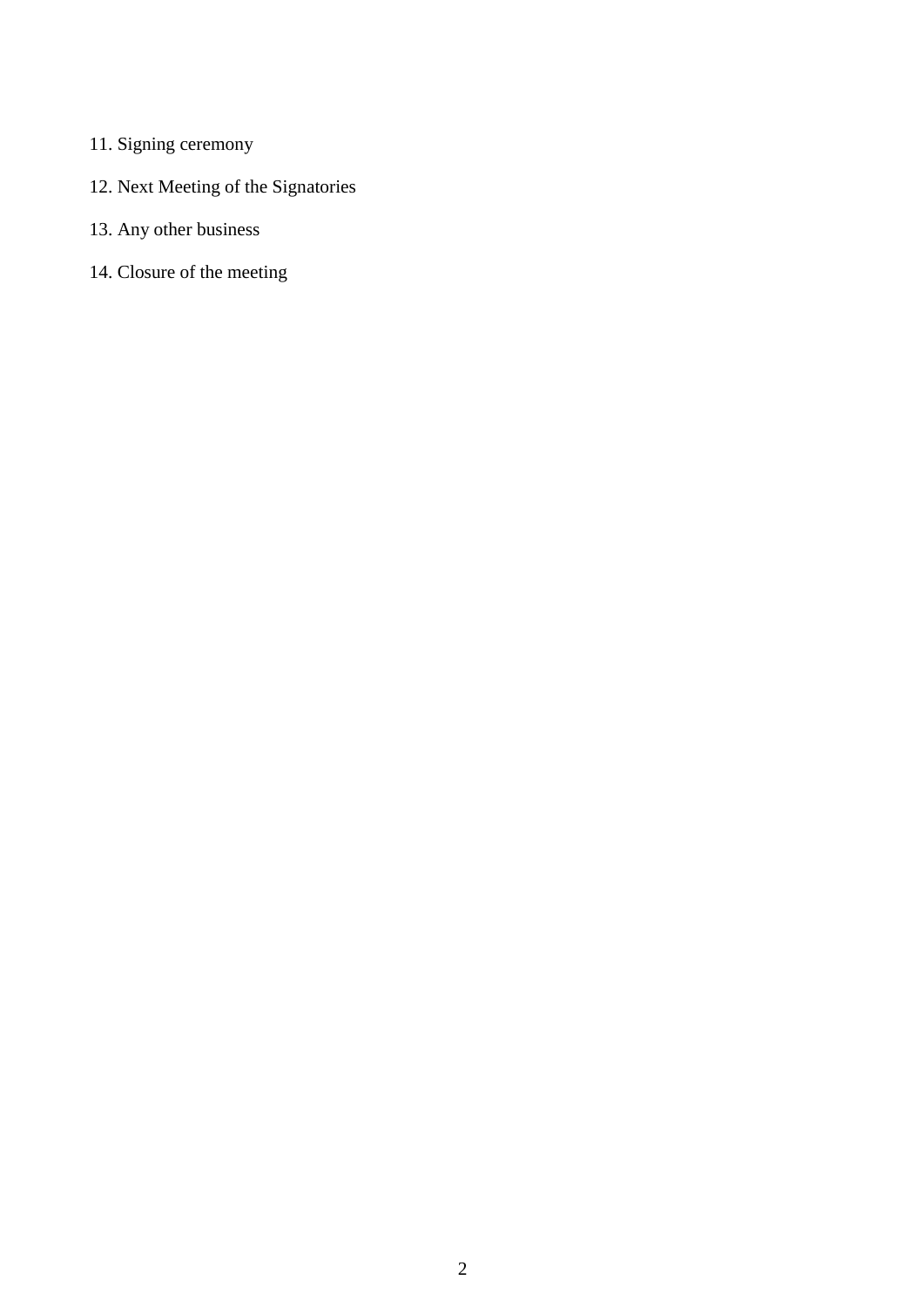11. Signing ceremony
12. Next Meeting of the Signatories
13. Any other business
14. Closure of the meeting